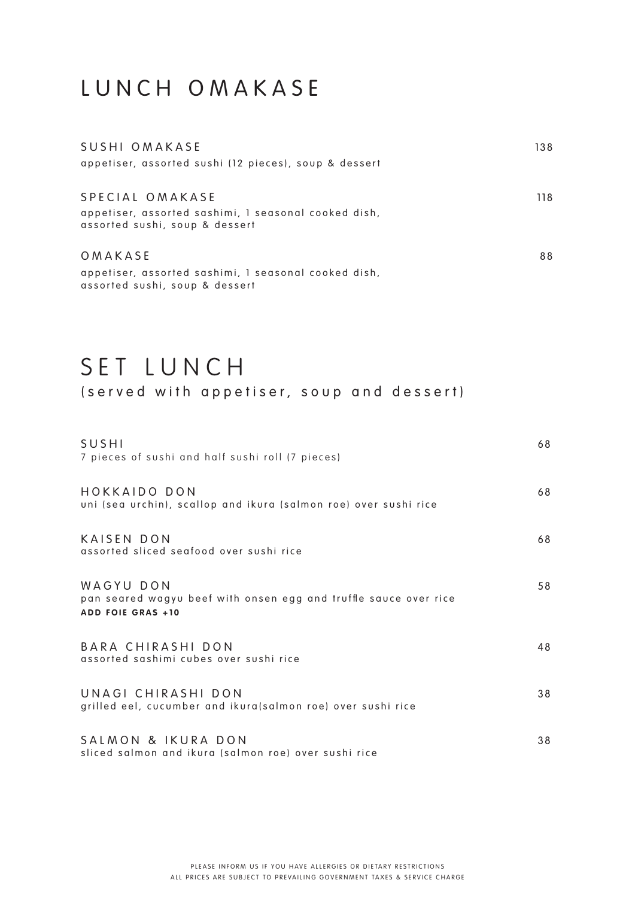# LUNCH OMAKASE

**SUSHI OMAKASE** — 138
appetiser, assorted sushi (12 pieces), soup & dessert

**SPECIAL OMAKASE** — 118
appetiser, assorted sashimi, 1 seasonal cooked dish, assorted sushi, soup & dessert

**OMAKASE** — 88
appetiser, assorted sashimi, 1 seasonal cooked dish, assorted sushi, soup & dessert

# SET LUNCH

(served with appetiser, soup and dessert)

**SUSHI** — 68
7 pieces of sushi and half sushi roll (7 pieces)

**HOKKAIDO DON** — 68
uni (sea urchin), scallop and ikura (salmon roe) over sushi rice

**KAISEN DON** — 68
assorted sliced seafood over sushi rice

**WAGYU DON** — 58
pan seared wagyu beef with onsen egg and truffle sauce over rice
**ADD FOIE GRAS +10**

**BARA CHIRASHI DON** — 48
assorted sashimi cubes over sushi rice

**UNAGI CHIRASHI DON** — 38
grilled eel, cucumber and ikura(salmon roe) over sushi rice

**SALMON & IKURA DON** — 38
sliced salmon and ikura (salmon roe) over sushi rice

PLEASE INFORM US IF YOU HAVE ALLERGIES OR DIETARY RESTRICTIONS
ALL PRICES ARE SUBJECT TO PREVAILING GOVERNMENT TAXES & SERVICE CHARGE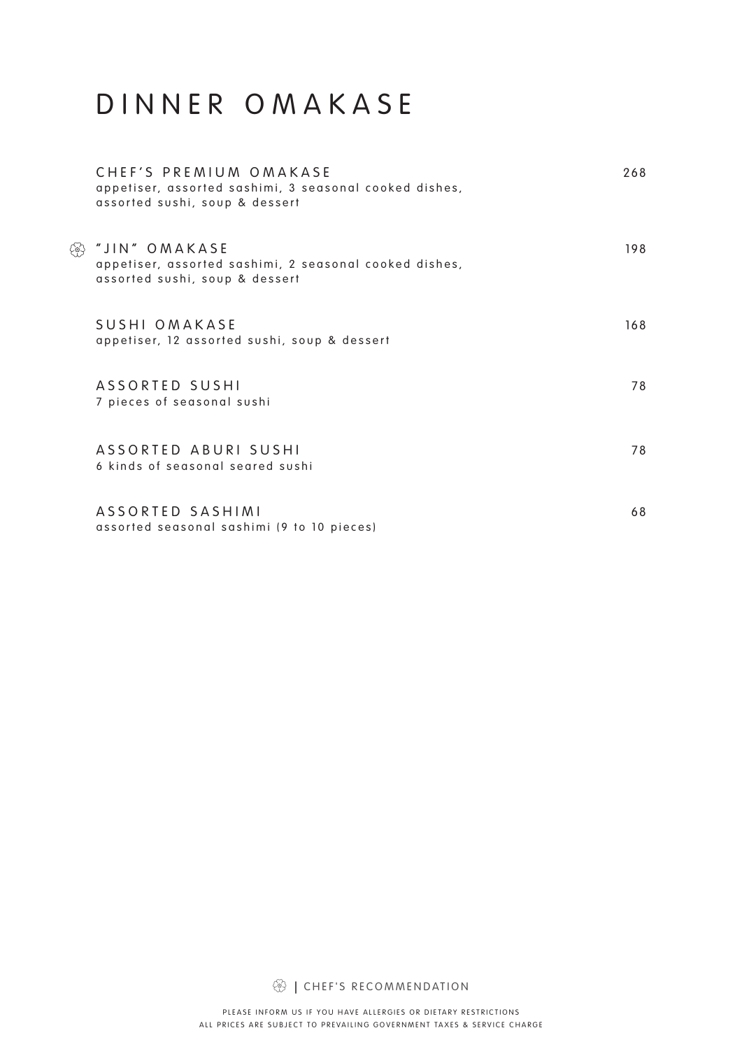# DINNER OMAKASE

**CHEF'S PREMIUM OMAKASE** — 268
appetiser, assorted sashimi, 3 seasonal cooked dishes, assorted sushi, soup & dessert

❀ **"JIN" OMAKASE** — 198
appetiser, assorted sashimi, 2 seasonal cooked dishes, assorted sushi, soup & dessert

**SUSHI OMAKASE** — 168
appetiser, 12 assorted sushi, soup & dessert

**ASSORTED SUSHI** — 78
7 pieces of seasonal sushi

**ASSORTED ABURI SUSHI** — 78
6 kinds of seasonal seared sushi

**ASSORTED SASHIMI** — 68
assorted seasonal sashimi (9 to 10 pieces)

❀ | CHEF'S RECOMMENDATION

PLEASE INFORM US IF YOU HAVE ALLERGIES OR DIETARY RESTRICTIONS
ALL PRICES ARE SUBJECT TO PREVAILING GOVERNMENT TAXES & SERVICE CHARGE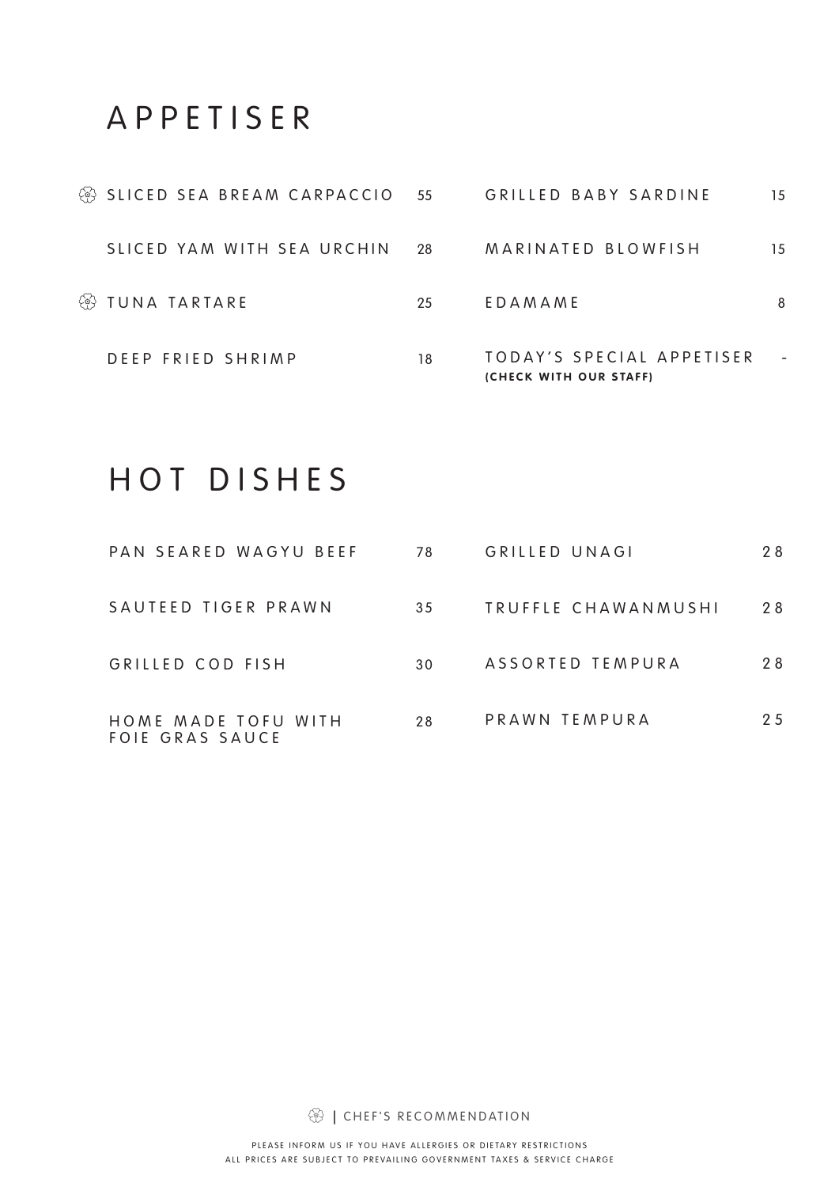# APPETISER

| Item | Price |
| --- | --- |
| ❁ SLICED SEA BREAM CARPACCIO | 55 |
| SLICED YAM WITH SEA URCHIN | 28 |
| ❁ TUNA TARTARE | 25 |
| DEEP FRIED SHRIMP | 18 |
| GRILLED BABY SARDINE | 15 |
| MARINATED BLOWFISH | 15 |
| EDAMAME | 8 |
| TODAY'S SPECIAL APPETISER **(CHECK WITH OUR STAFF)** | - |

# HOT DISHES

| Item | Price |
| --- | --- |
| PAN SEARED WAGYU BEEF | 78 |
| SAUTEED TIGER PRAWN | 35 |
| GRILLED COD FISH | 30 |
| HOME MADE TOFU WITH FOIE GRAS SAUCE | 28 |
| GRILLED UNAGI | 28 |
| TRUFFLE CHAWANMUSHI | 28 |
| ASSORTED TEMPURA | 28 |
| PRAWN TEMPURA | 25 |

❁ | CHEF'S RECOMMENDATION

PLEASE INFORM US IF YOU HAVE ALLERGIES OR DIETARY RESTRICTIONS
ALL PRICES ARE SUBJECT TO PREVAILING GOVERNMENT TAXES & SERVICE CHARGE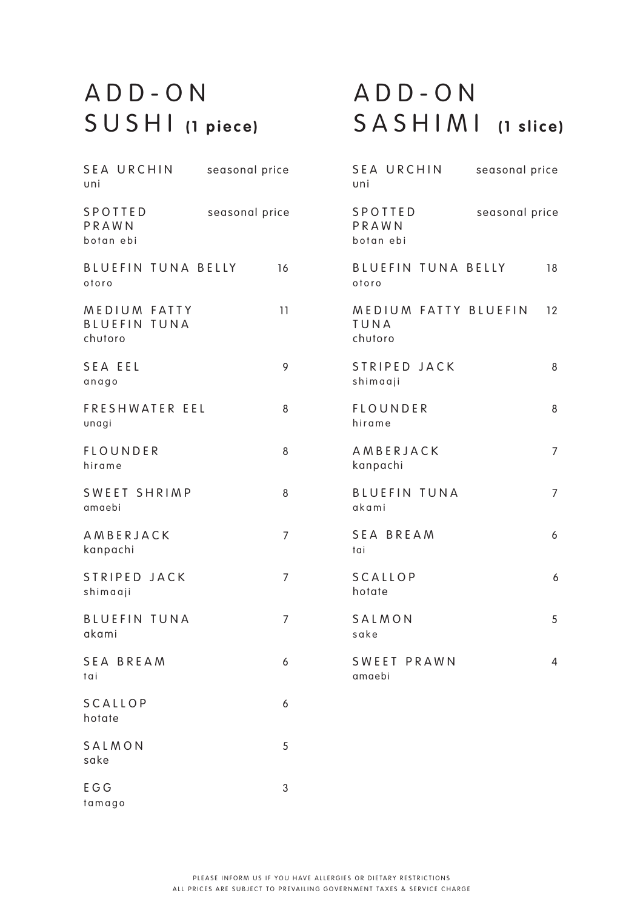# ADD-ON SUSHI **(1 piece)**

| Item | Price |
| --- | --- |
| SEA URCHIN<br>uni | seasonal price |
| SPOTTED PRAWN<br>botan ebi | seasonal price |
| BLUEFIN TUNA BELLY<br>otoro | 16 |
| MEDIUM FATTY BLUEFIN TUNA<br>chutoro | 11 |
| SEA EEL<br>anago | 9 |
| FRESHWATER EEL<br>unagi | 8 |
| FLOUNDER<br>hirame | 8 |
| SWEET SHRIMP<br>amaebi | 8 |
| AMBERJACK<br>kanpachi | 7 |
| STRIPED JACK<br>shimaaji | 7 |
| BLUEFIN TUNA<br>akami | 7 |
| SEA BREAM<br>tai | 6 |
| SCALLOP<br>hotate | 6 |
| SALMON<br>sake | 5 |
| EGG<br>tamago | 3 |

# ADD-ON SASHIMI **(1 slice)**

| Item | Price |
| --- | --- |
| SEA URCHIN<br>uni | seasonal price |
| SPOTTED PRAWN<br>botan ebi | seasonal price |
| BLUEFIN TUNA BELLY<br>otoro | 18 |
| MEDIUM FATTY BLUEFIN TUNA<br>chutoro | 12 |
| STRIPED JACK<br>shimaaji | 8 |
| FLOUNDER<br>hirame | 8 |
| AMBERJACK<br>kanpachi | 7 |
| BLUEFIN TUNA<br>akami | 7 |
| SEA BREAM<br>tai | 6 |
| SCALLOP<br>hotate | 6 |
| SALMON<br>sake | 5 |
| SWEET PRAWN<br>amaebi | 4 |

PLEASE INFORM US IF YOU HAVE ALLERGIES OR DIETARY RESTRICTIONS
ALL PRICES ARE SUBJECT TO PREVAILING GOVERNMENT TAXES & SERVICE CHARGE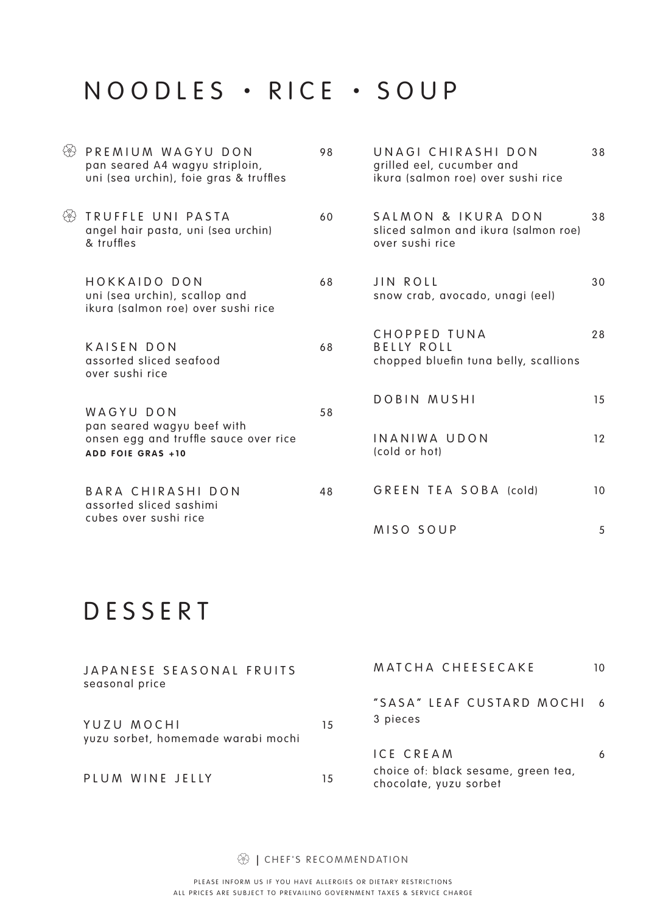# NOODLES • RICE • SOUP

**PREMIUM WAGYU DON** ❀ — 98
pan seared A4 wagyu striploin, uni (sea urchin), foie gras & truffles

**TRUFFLE UNI PASTA** ❀ — 60
angel hair pasta, uni (sea urchin) & truffles

**HOKKAIDO DON** — 68
uni (sea urchin), scallop and ikura (salmon roe) over sushi rice

**KAISEN DON** — 68
assorted sliced seafood over sushi rice

**WAGYU DON** — 58
pan seared wagyu beef with onsen egg and truffle sauce over rice
**ADD FOIE GRAS +10**

**BARA CHIRASHI DON** — 48
assorted sliced sashimi cubes over sushi rice

**UNAGI CHIRASHI DON** — 38
grilled eel, cucumber and ikura (salmon roe) over sushi rice

**SALMON & IKURA DON** — 38
sliced salmon and ikura (salmon roe) over sushi rice

**JIN ROLL** — 30
snow crab, avocado, unagi (eel)

**CHOPPED TUNA BELLY ROLL** — 28
chopped bluefin tuna belly, scallions

**DOBIN MUSHI** — 15

**INANIWA UDON** — 12
(cold or hot)

**GREEN TEA SOBA** (cold) — 10

**MISO SOUP** — 5

# DESSERT

**JAPANESE SEASONAL FRUITS**
seasonal price

**YUZU MOCHI** — 15
yuzu sorbet, homemade warabi mochi

**PLUM WINE JELLY** — 15

**MATCHA CHEESECAKE** — 10

**"SASA" LEAF CUSTARD MOCHI** — 6
3 pieces

**ICE CREAM** — 6
choice of: black sesame, green tea, chocolate, yuzu sorbet

❀ | CHEF'S RECOMMENDATION

PLEASE INFORM US IF YOU HAVE ALLERGIES OR DIETARY RESTRICTIONS
ALL PRICES ARE SUBJECT TO PREVAILING GOVERNMENT TAXES & SERVICE CHARGE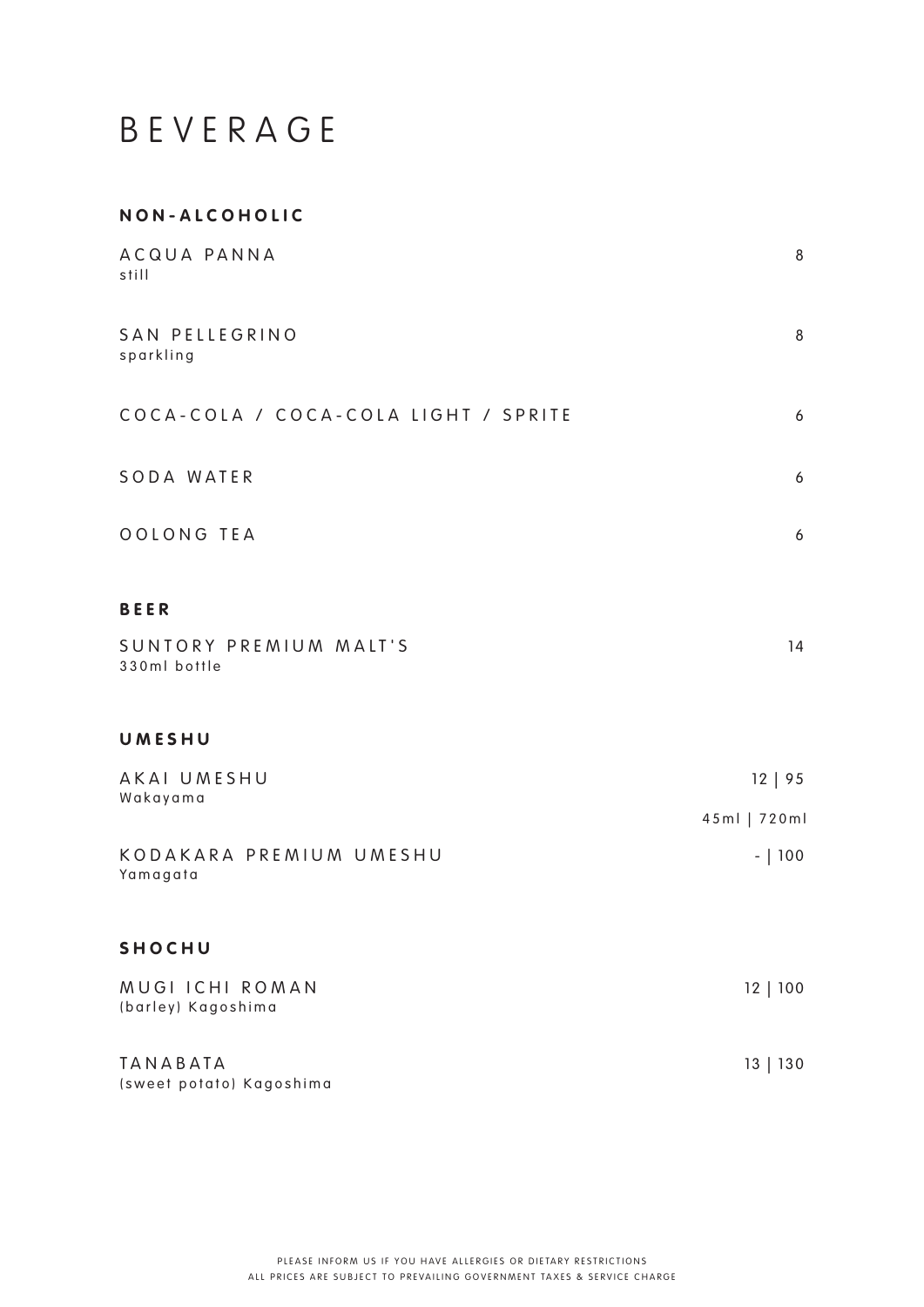# BEVERAGE

## NON-ALCOHOLIC

ACQUA PANNA — 8
still

SAN PELLEGRINO — 8
sparkling

COCA-COLA / COCA-COLA LIGHT / SPRITE — 6

SODA WATER — 6

OOLONG TEA — 6

## BEER

SUNTORY PREMIUM MALT'S — 14
330ml bottle

## UMESHU

| | |
|---|---|
| AKAI UMESHU<br>Wakayama | 12 \| 95 |
| | 45ml \| 720ml |
| KODAKARA PREMIUM UMESHU<br>Yamagata | - \| 100 |

## SHOCHU

| | |
|---|---|
| MUGI ICHI ROMAN<br>(barley) Kagoshima | 12 \| 100 |
| TANABATA<br>(sweet potato) Kagoshima | 13 \| 130 |

PLEASE INFORM US IF YOU HAVE ALLERGIES OR DIETARY RESTRICTIONS
ALL PRICES ARE SUBJECT TO PREVAILING GOVERNMENT TAXES & SERVICE CHARGE